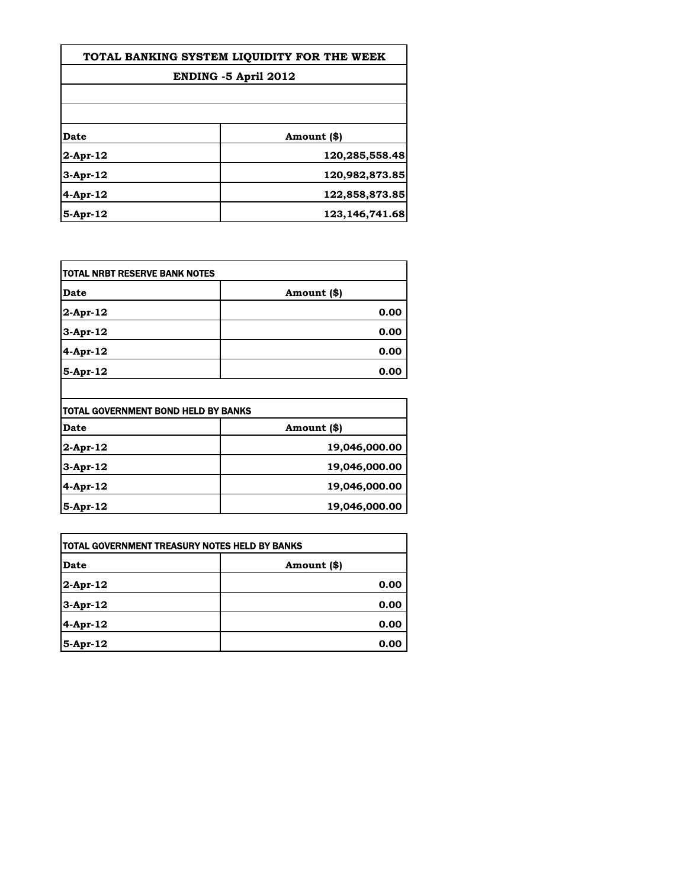## TOTAL BANKING SYSTEM LIQUIDITY FOR THE WEEK

### ENDING -5 April 2012

| Date | Amount ($) |
|---|---|
| 2-Apr-12 | 120,285,558.48 |
| 3-Apr-12 | 120,982,873.85 |
| 4-Apr-12 | 122,858,873.85 |
| 5-Apr-12 | 123,146,741.68 |

### TOTAL NRBT RESERVE BANK NOTES

| Date | Amount ($) |
|---|---|
| 2-Apr-12 | 0.00 |
| 3-Apr-12 | 0.00 |
| 4-Apr-12 | 0.00 |
| 5-Apr-12 | 0.00 |

### TOTAL GOVERNMENT BOND HELD BY BANKS

| Date | Amount ($) |
|---|---|
| 2-Apr-12 | 19,046,000.00 |
| 3-Apr-12 | 19,046,000.00 |
| 4-Apr-12 | 19,046,000.00 |
| 5-Apr-12 | 19,046,000.00 |

### TOTAL GOVERNMENT TREASURY NOTES HELD BY BANKS

| Date | Amount ($) |
|---|---|
| 2-Apr-12 | 0.00 |
| 3-Apr-12 | 0.00 |
| 4-Apr-12 | 0.00 |
| 5-Apr-12 | 0.00 |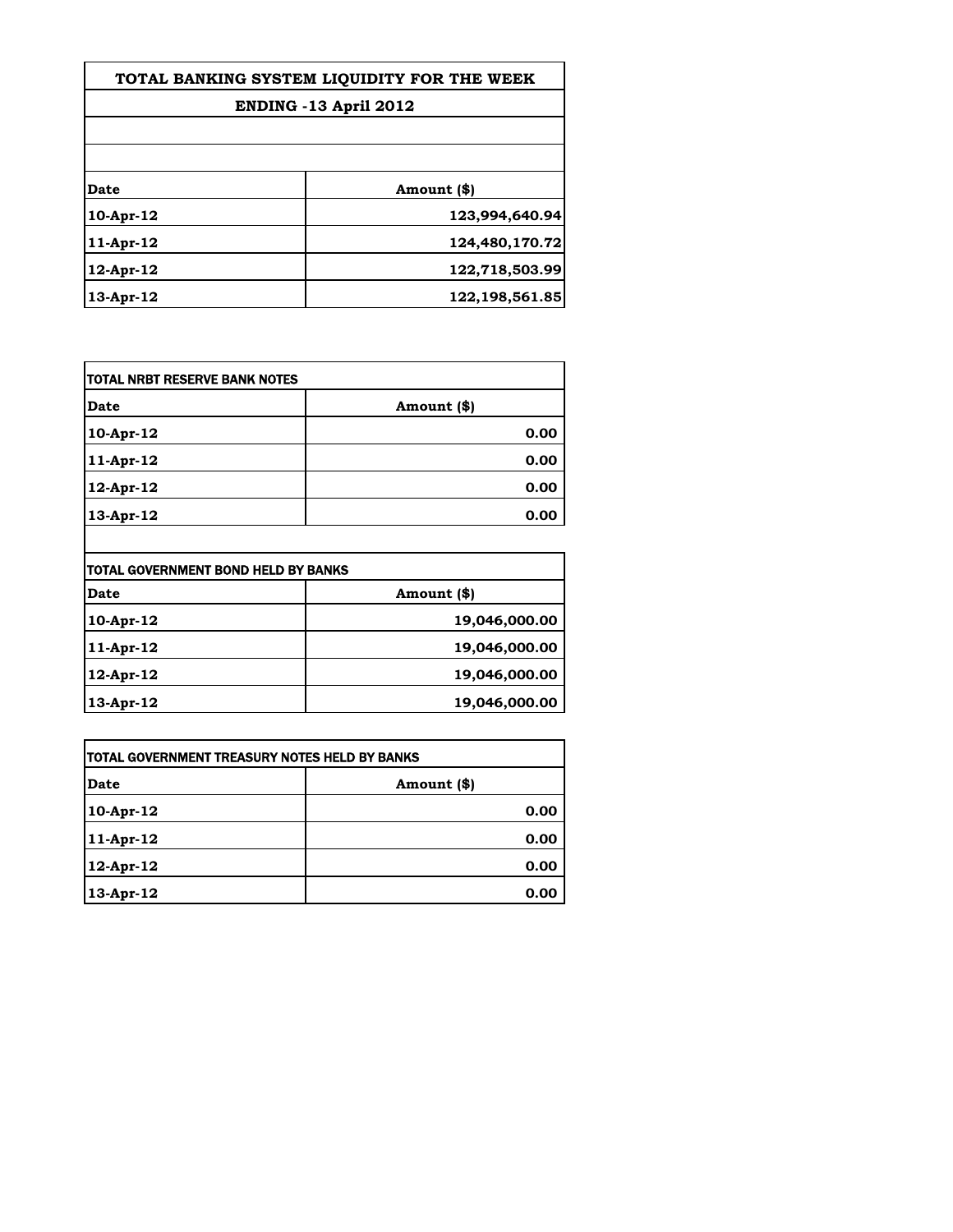## TOTAL BANKING SYSTEM LIQUIDITY FOR THE WEEK

### ENDING -13 April 2012

| Date | Amount ($) |
|---|---|
| 10-Apr-12 | 123,994,640.94 |
| 11-Apr-12 | 124,480,170.72 |
| 12-Apr-12 | 122,718,503.99 |
| 13-Apr-12 | 122,198,561.85 |

### TOTAL NRBT RESERVE BANK NOTES

| Date | Amount ($) |
|---|---|
| 10-Apr-12 | 0.00 |
| 11-Apr-12 | 0.00 |
| 12-Apr-12 | 0.00 |
| 13-Apr-12 | 0.00 |

### TOTAL GOVERNMENT BOND HELD BY BANKS

| Date | Amount ($) |
|---|---|
| 10-Apr-12 | 19,046,000.00 |
| 11-Apr-12 | 19,046,000.00 |
| 12-Apr-12 | 19,046,000.00 |
| 13-Apr-12 | 19,046,000.00 |

### TOTAL GOVERNMENT TREASURY NOTES HELD BY BANKS

| Date | Amount ($) |
|---|---|
| 10-Apr-12 | 0.00 |
| 11-Apr-12 | 0.00 |
| 12-Apr-12 | 0.00 |
| 13-Apr-12 | 0.00 |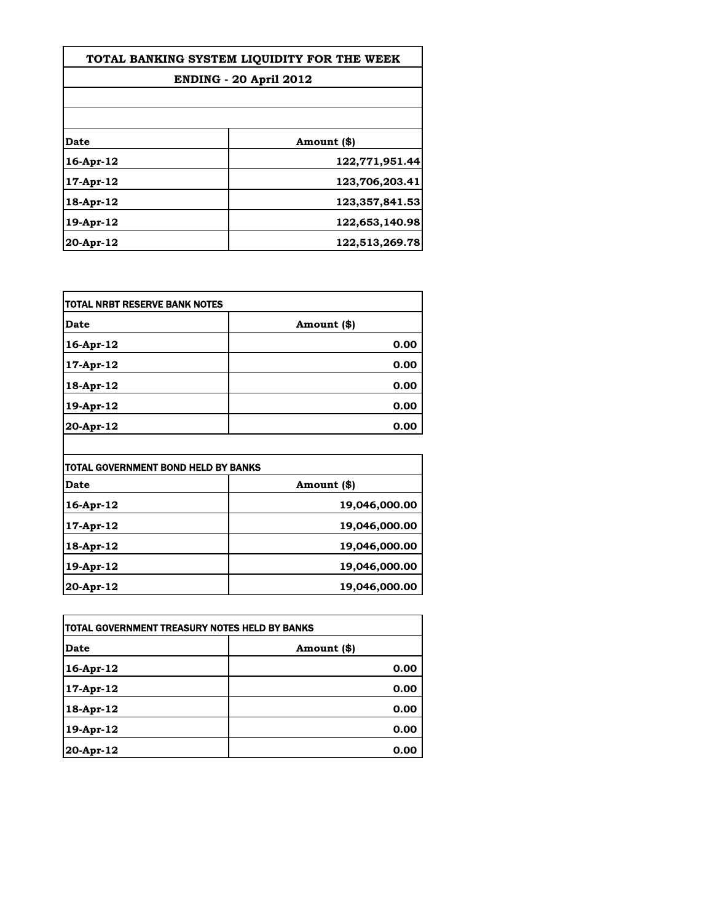| TOTAL BANKING SYSTEM LIQUIDITY FOR THE WEEK | |
|---|---|
| ENDING - 20 April 2012 | |
| **Date** | **Amount ($)** |
| 16-Apr-12 | 122,771,951.44 |
| 17-Apr-12 | 123,706,203.41 |
| 18-Apr-12 | 123,357,841.53 |
| 19-Apr-12 | 122,653,140.98 |
| 20-Apr-12 | 122,513,269.78 |

| TOTAL NRBT RESERVE BANK NOTES | |
|---|---|
| **Date** | **Amount ($)** |
| 16-Apr-12 | 0.00 |
| 17-Apr-12 | 0.00 |
| 18-Apr-12 | 0.00 |
| 19-Apr-12 | 0.00 |
| 20-Apr-12 | 0.00 |

| TOTAL GOVERNMENT BOND HELD BY BANKS | |
|---|---|
| **Date** | **Amount ($)** |
| 16-Apr-12 | 19,046,000.00 |
| 17-Apr-12 | 19,046,000.00 |
| 18-Apr-12 | 19,046,000.00 |
| 19-Apr-12 | 19,046,000.00 |
| 20-Apr-12 | 19,046,000.00 |

| TOTAL GOVERNMENT TREASURY NOTES HELD BY BANKS | |
|---|---|
| **Date** | **Amount ($)** |
| 16-Apr-12 | 0.00 |
| 17-Apr-12 | 0.00 |
| 18-Apr-12 | 0.00 |
| 19-Apr-12 | 0.00 |
| 20-Apr-12 | 0.00 |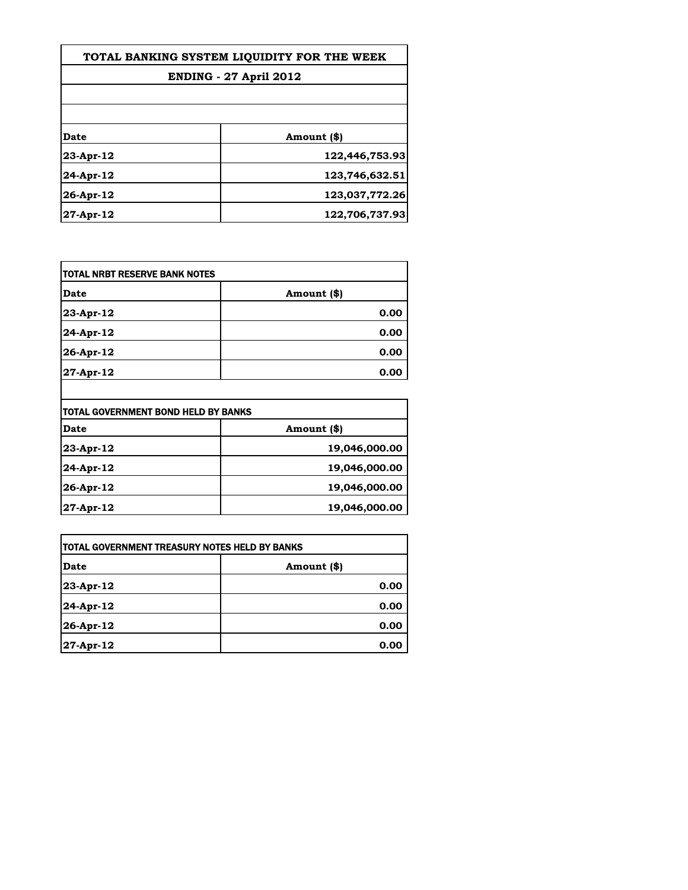| TOTAL BANKING SYSTEM LIQUIDITY FOR THE WEEK | |
|---|---|
| **ENDING - 27 April 2012** | |
| | |
| | |
| **Date** | **Amount ($)** |
| **23-Apr-12** | **122,446,753.93** |
| **24-Apr-12** | **123,746,632.51** |
| **26-Apr-12** | **123,037,772.26** |
| **27-Apr-12** | **122,706,737.93** |

| TOTAL NRBT RESERVE BANK NOTES | |
|---|---|
| **Date** | **Amount ($)** |
| **23-Apr-12** | **0.00** |
| **24-Apr-12** | **0.00** |
| **26-Apr-12** | **0.00** |
| **27-Apr-12** | **0.00** |

| TOTAL GOVERNMENT BOND HELD BY BANKS | |
|---|---|
| **Date** | **Amount ($)** |
| **23-Apr-12** | **19,046,000.00** |
| **24-Apr-12** | **19,046,000.00** |
| **26-Apr-12** | **19,046,000.00** |
| **27-Apr-12** | **19,046,000.00** |

| TOTAL GOVERNMENT TREASURY NOTES HELD BY BANKS | |
|---|---|
| **Date** | **Amount ($)** |
| **23-Apr-12** | **0.00** |
| **24-Apr-12** | **0.00** |
| **26-Apr-12** | **0.00** |
| **27-Apr-12** | **0.00** |